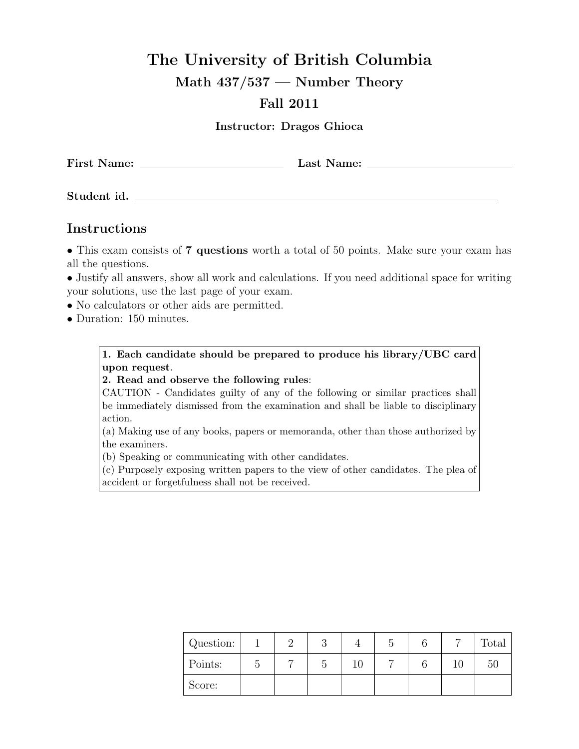# The University of British Columbia

## Math 437/537 — Number Theory

## Fall 2011

**Instructor: Dragos Ghioca**

**First Name:** ______________________ **Last Name:** ______________________

**Student id.** ________________________________________________

## Instructions

• This exam consists of **7 questions** worth a total of 50 points. Make sure your exam has all the questions.
• Justify all answers, show all work and calculations. If you need additional space for writing your solutions, use the last page of your exam.
• No calculators or other aids are permitted.
• Duration: 150 minutes.

> **1. Each candidate should be prepared to produce his library/UBC card upon request.**
> **2. Read and observe the following rules:**
> CAUTION - Candidates guilty of any of the following or similar practices shall be immediately dismissed from the examination and shall be liable to disciplinary action.
> (a) Making use of any books, papers or memoranda, other than those authorized by the examiners.
> (b) Speaking or communicating with other candidates.
> (c) Purposely exposing written papers to the view of other candidates. The plea of accident or forgetfulness shall not be received.

| Question: | 1 | 2 | 3 | 4 | 5 | 6 | 7 | Total |
|---|---|---|---|---|---|---|---|---|
| Points: | 5 | 7 | 5 | 10 | 7 | 6 | 10 | 50 |
| Score: | | | | | | | | |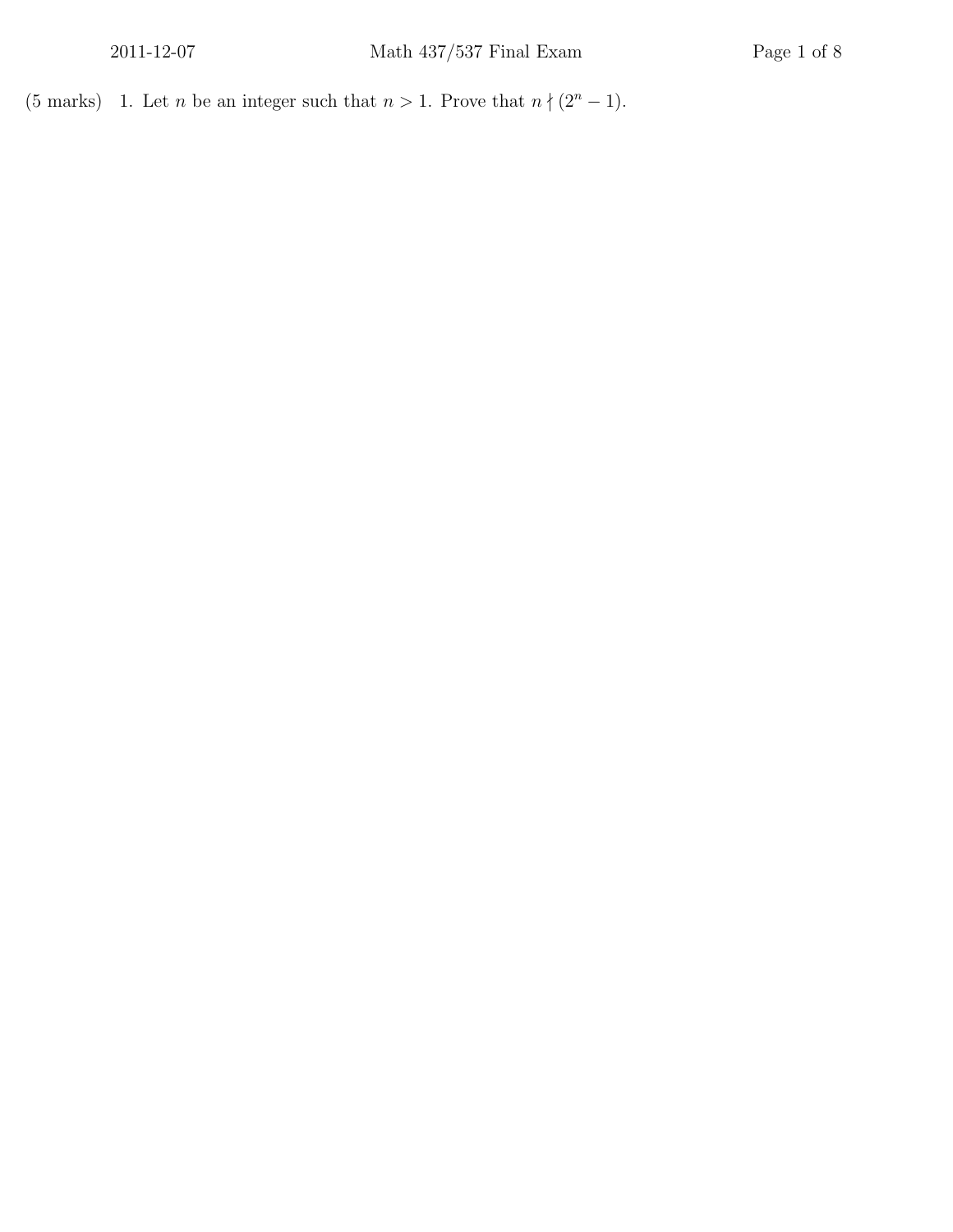(5 marks) 1. Let $n$ be an integer such that $n > 1$. Prove that $n \nmid (2^n - 1)$.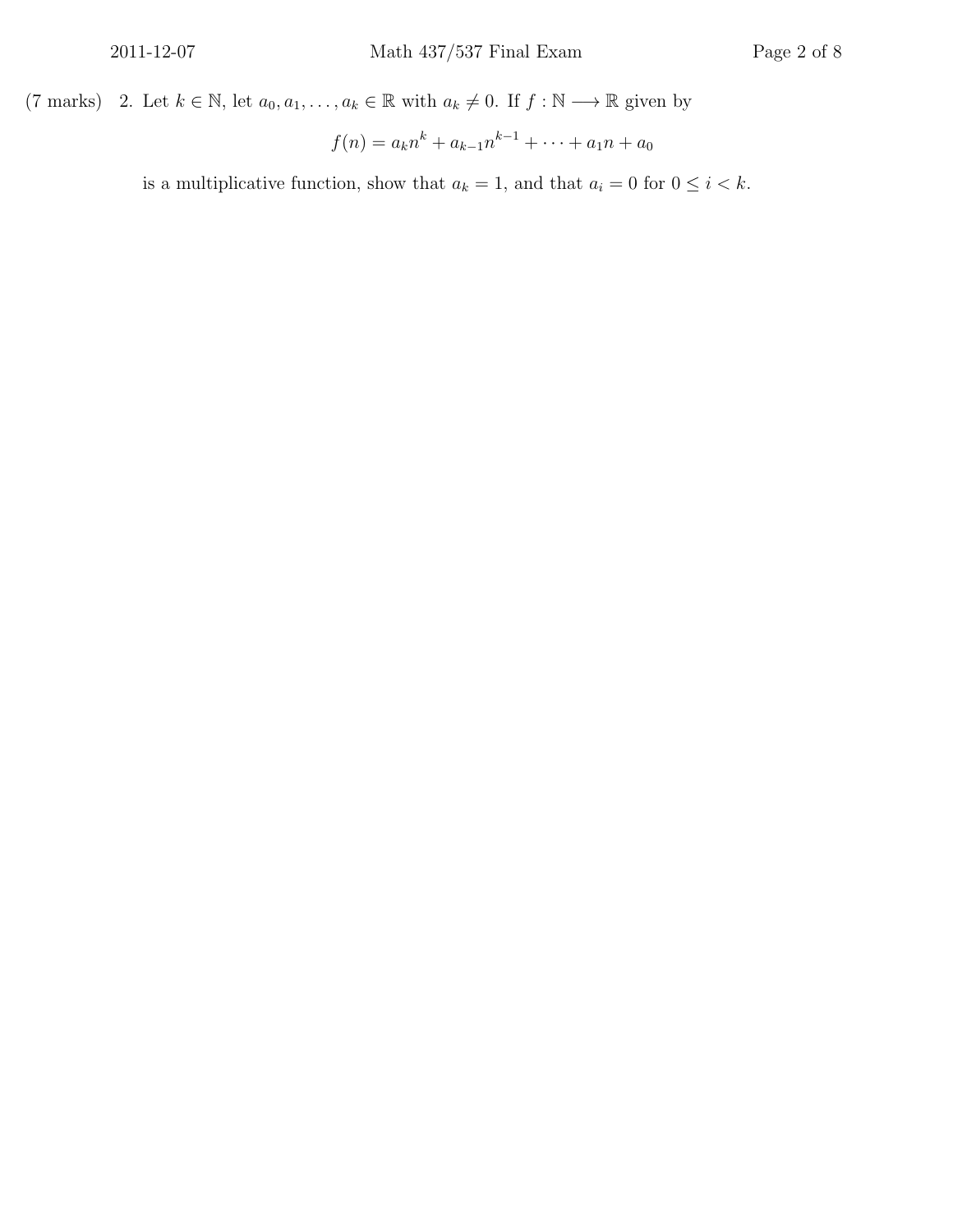(7 marks) 2. Let $k \in \mathbb{N}$, let $a_0, a_1, \ldots, a_k \in \mathbb{R}$ with $a_k \neq 0$. If $f : \mathbb{N} \longrightarrow \mathbb{R}$ given by

$$f(n) = a_k n^k + a_{k-1} n^{k-1} + \cdots + a_1 n + a_0$$

is a multiplicative function, show that $a_k = 1$, and that $a_i = 0$ for $0 \leq i < k$.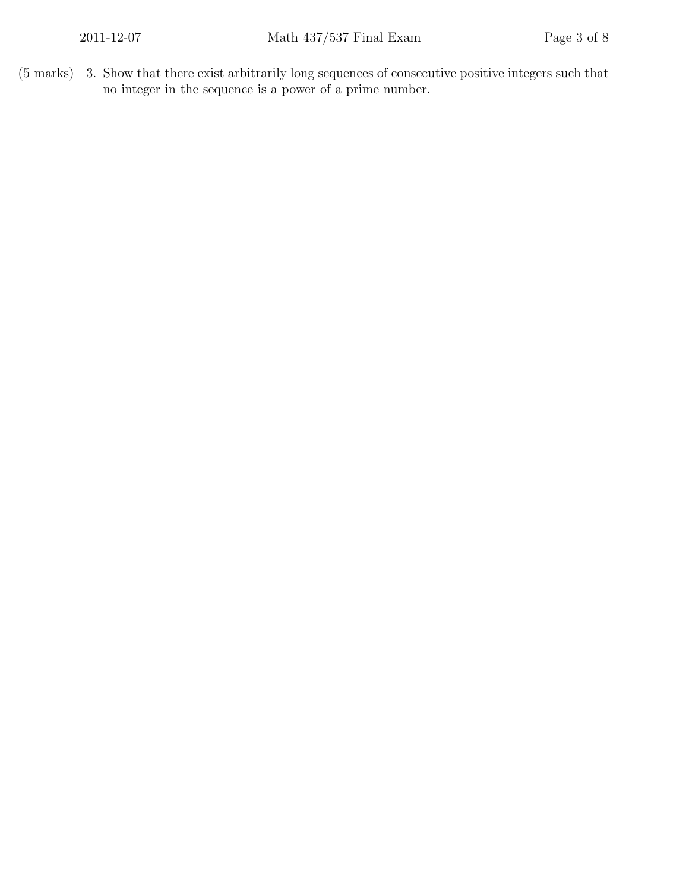(5 marks) 3. Show that there exist arbitrarily long sequences of consecutive positive integers such that no integer in the sequence is a power of a prime number.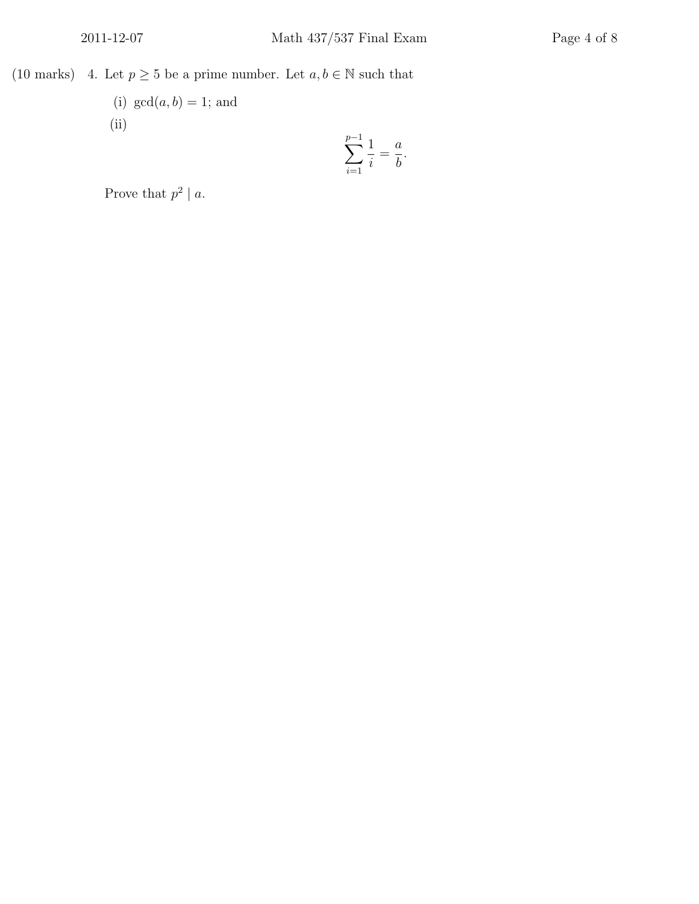(10 marks) 4. Let $p \geq 5$ be a prime number. Let $a, b \in \mathbb{N}$ such that

(i) $\gcd(a, b) = 1$; and

(ii)

$$\sum_{i=1}^{p-1} \frac{1}{i} = \frac{a}{b}.$$

Prove that $p^2 \mid a$.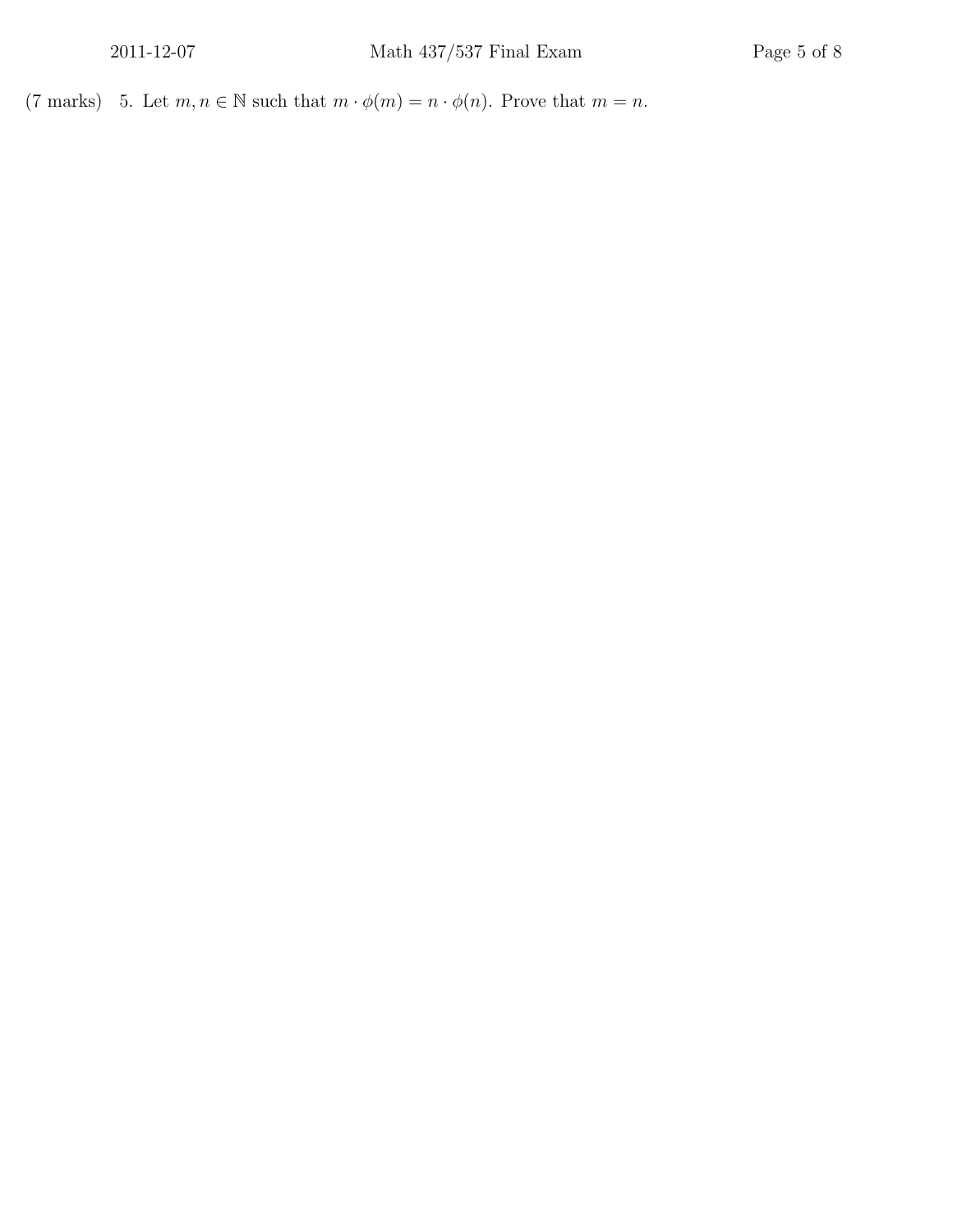(7 marks) 5. Let $m, n \in \mathbb{N}$ such that $m \cdot \phi(m) = n \cdot \phi(n)$. Prove that $m = n$.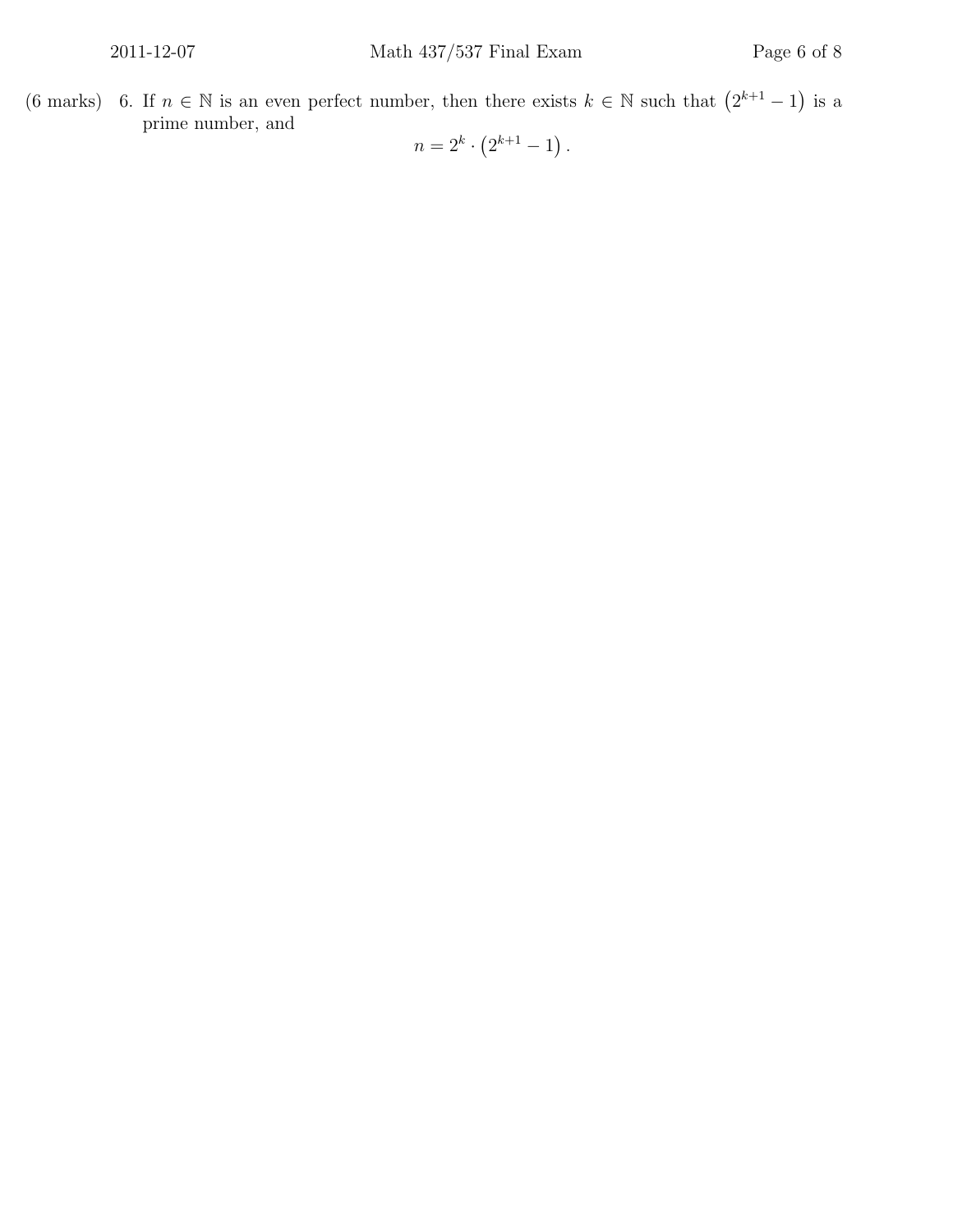(6 marks) 6. If $n \in \mathbb{N}$ is an even perfect number, then there exists $k \in \mathbb{N}$ such that $\left(2^{k+1} - 1\right)$ is a prime number, and

$$n = 2^k \cdot \left(2^{k+1} - 1\right).$$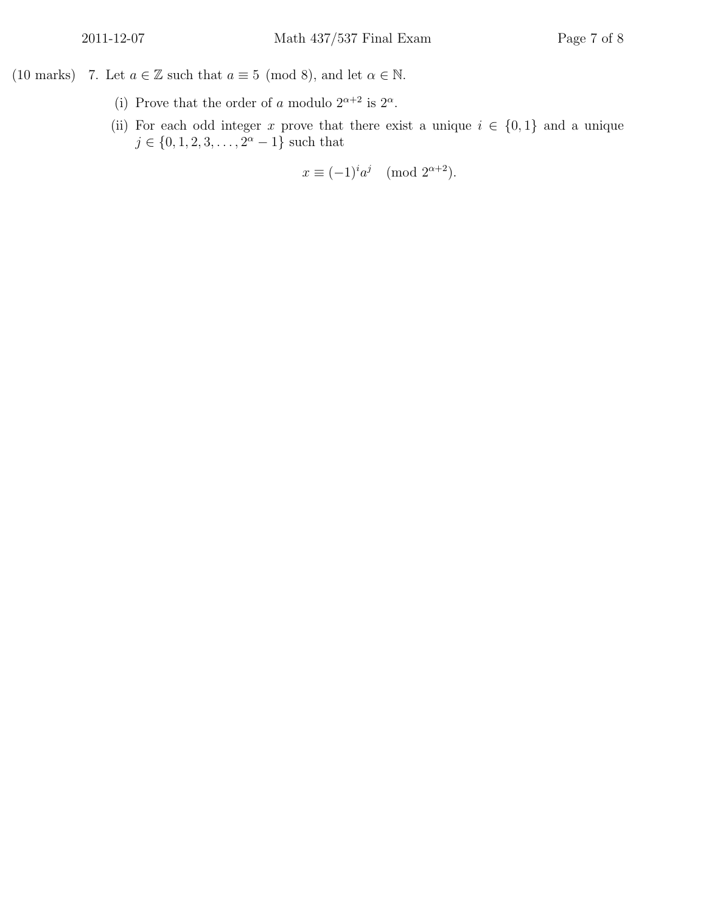(10 marks) 7. Let $a \in \mathbb{Z}$ such that $a \equiv 5 \pmod 8$, and let $\alpha \in \mathbb{N}$.

(i) Prove that the order of $a$ modulo $2^{\alpha+2}$ is $2^{\alpha}$.

(ii) For each odd integer $x$ prove that there exist a unique $i \in \{0, 1\}$ and a unique $j \in \{0, 1, 2, 3, \ldots, 2^{\alpha} - 1\}$ such that

$$x \equiv (-1)^i a^j \pmod{2^{\alpha+2}}.$$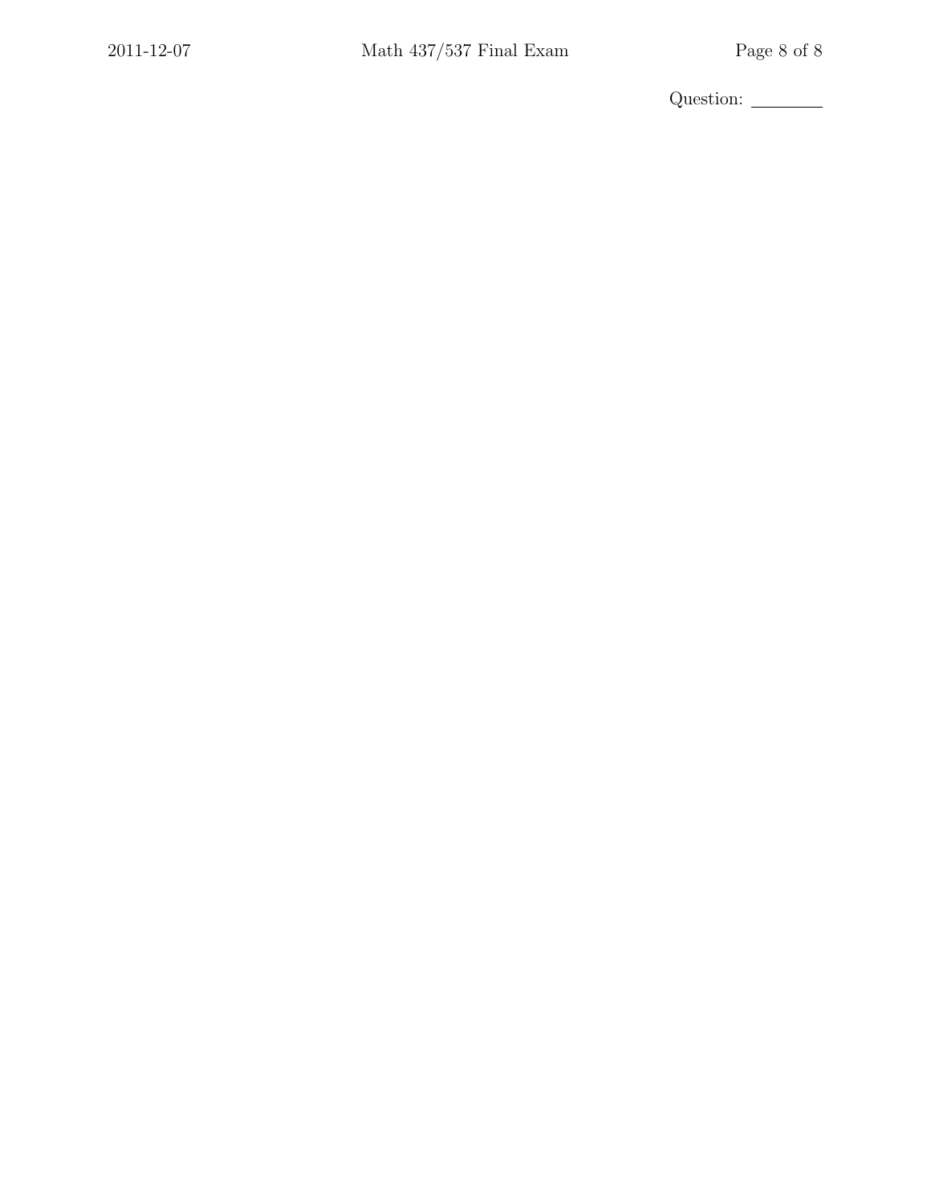Question: ________